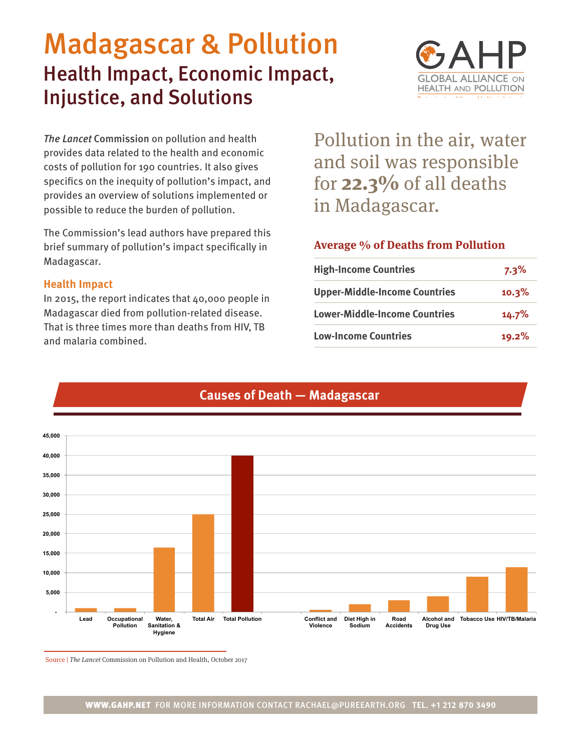# Madagascar & Pollution

## Health Impact, Economic Impact, Injustice, and Solutions

GAHP — GLOBAL ALLIANCE ON HEALTH AND POLLUTION

*The Lancet* Commission on pollution and health provides data related to the health and economic costs of pollution for 190 countries. It also gives specifics on the inequity of pollution's impact, and provides an overview of solutions implemented or possible to reduce the burden of pollution.

The Commission's lead authors have prepared this brief summary of pollution's impact specifically in Madagascar.

### Health Impact

In 2015, the report indicates that 40,000 people in Madagascar died from pollution-related disease. That is three times more than deaths from HIV, TB and malaria combined.

Pollution in the air, water and soil was responsible for **22.3%** of all deaths in Madagascar.

### Average % of Deaths from Pollution

| | |
|---|---|
| **High-Income Countries** | **7.3%** |
| **Upper-Middle-Income Countries** | **10.3%** |
| **Lower-Middle-Income Countries** | **14.7%** |
| **Low-Income Countries** | **19.2%** |

### Causes of Death — Madagascar

| Cause | Deaths (approx.) |
|---|---|
| Lead | 1,000 |
| Occupational Pollution | 1,000 |
| Water, Sanitation & Hygiene | 16,500 |
| Total Air | 25,000 |
| Total Pollution | 40,000 |
| Conflict and Violence | 500 |
| Diet High in Sodium | 2,000 |
| Road Accidents | 3,000 |
| Alcohol and Drug Use | 4,000 |
| Tobacco Use | 9,000 |
| HIV/TB/Malaria | 11,500 |

Source | *The Lancet* Commission on Pollution and Health, October 2017

**WWW.GAHP.NET** FOR MORE INFORMATION CONTACT RACHAEL@PUREEARTH.ORG **TEL. +1 212 870 3490**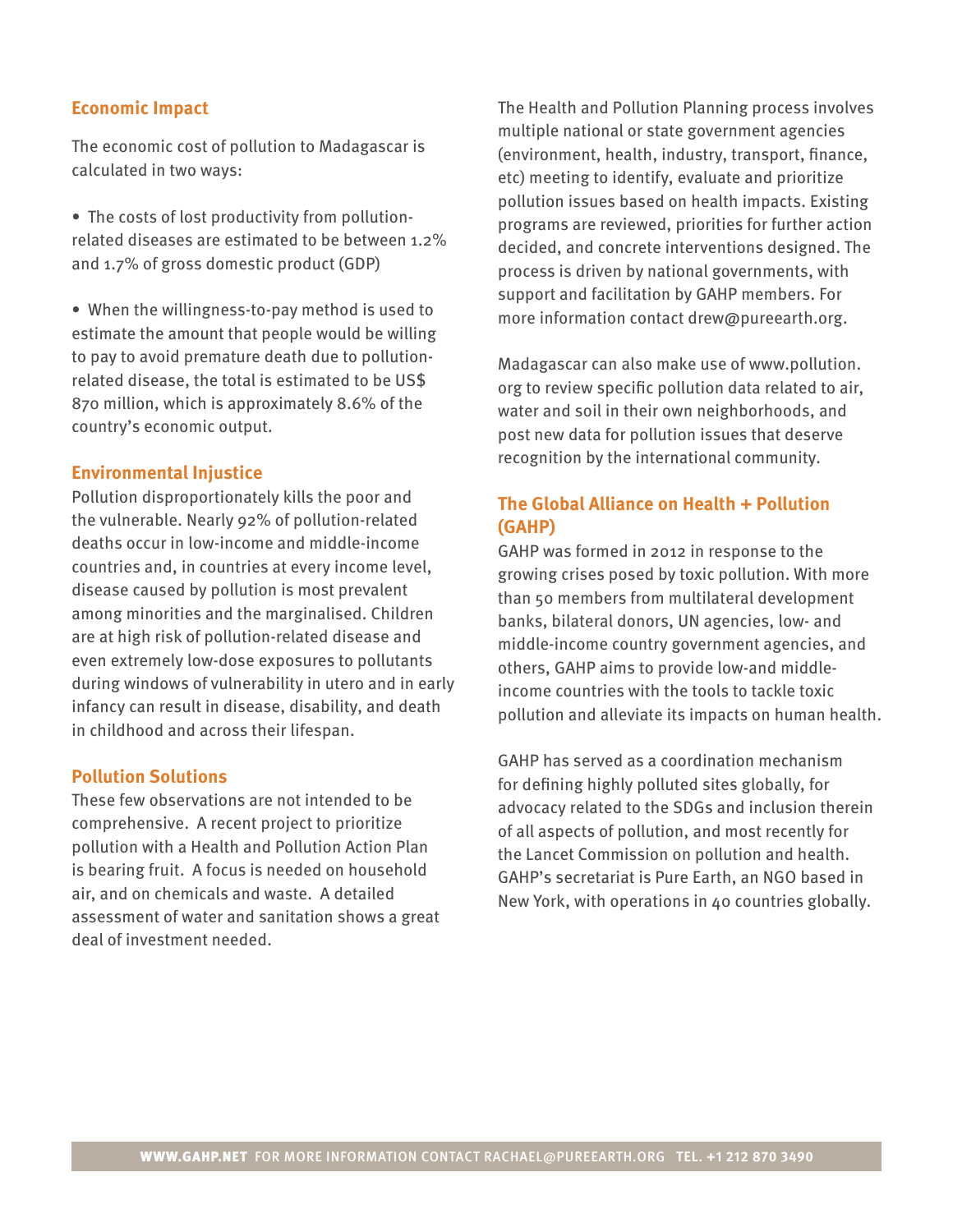## Economic Impact

The economic cost of pollution to Madagascar is calculated in two ways:

- The costs of lost productivity from pollution-related diseases are estimated to be between 1.2% and 1.7% of gross domestic product (GDP)

- When the willingness-to-pay method is used to estimate the amount that people would be willing to pay to avoid premature death due to pollution-related disease, the total is estimated to be US$ 870 million, which is approximately 8.6% of the country's economic output.

## Environmental Injustice

Pollution disproportionately kills the poor and the vulnerable. Nearly 92% of pollution-related deaths occur in low-income and middle-income countries and, in countries at every income level, disease caused by pollution is most prevalent among minorities and the marginalised. Children are at high risk of pollution-related disease and even extremely low-dose exposures to pollutants during windows of vulnerability in utero and in early infancy can result in disease, disability, and death in childhood and across their lifespan.

## Pollution Solutions

These few observations are not intended to be comprehensive. A recent project to prioritize pollution with a Health and Pollution Action Plan is bearing fruit. A focus is needed on household air, and on chemicals and waste. A detailed assessment of water and sanitation shows a great deal of investment needed.

The Health and Pollution Planning process involves multiple national or state government agencies (environment, health, industry, transport, finance, etc) meeting to identify, evaluate and prioritize pollution issues based on health impacts. Existing programs are reviewed, priorities for further action decided, and concrete interventions designed. The process is driven by national governments, with support and facilitation by GAHP members. For more information contact drew@pureearth.org.

Madagascar can also make use of www.pollution.org to review specific pollution data related to air, water and soil in their own neighborhoods, and post new data for pollution issues that deserve recognition by the international community.

## The Global Alliance on Health + Pollution (GAHP)

GAHP was formed in 2012 in response to the growing crises posed by toxic pollution. With more than 50 members from multilateral development banks, bilateral donors, UN agencies, low- and middle-income country government agencies, and others, GAHP aims to provide low-and middle-income countries with the tools to tackle toxic pollution and alleviate its impacts on human health.

GAHP has served as a coordination mechanism for defining highly polluted sites globally, for advocacy related to the SDGs and inclusion therein of all aspects of pollution, and most recently for the Lancet Commission on pollution and health. GAHP's secretariat is Pure Earth, an NGO based in New York, with operations in 40 countries globally.

**WWW.GAHP.NET** FOR MORE INFORMATION CONTACT RACHAEL@PUREEARTH.ORG **TEL. +1 212 870 3490**